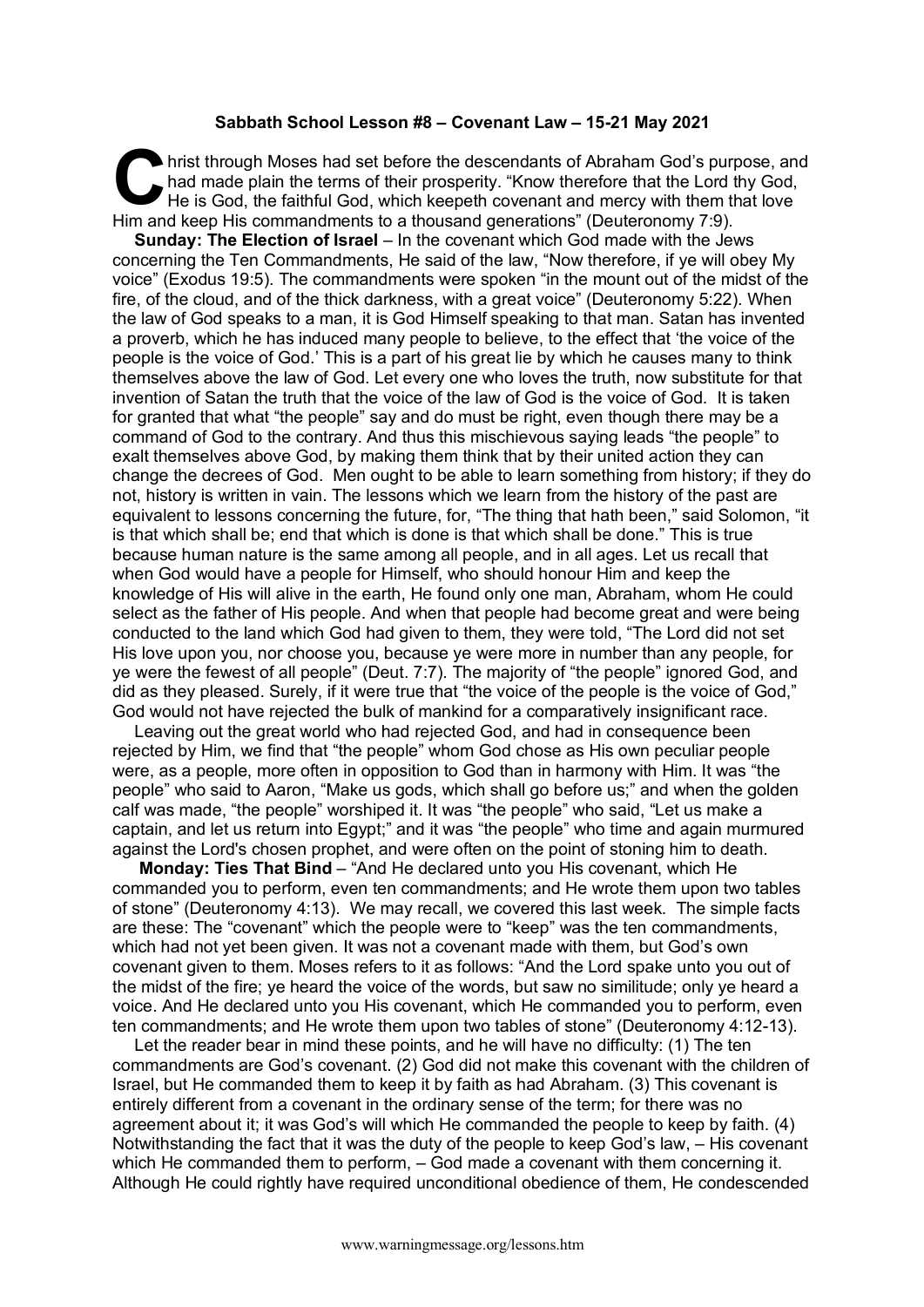**Sabbath School Lesson #8 – Covenant Law – 15-21 May 2021**

Christ through Moses had set before the descendants of Abraham God's purpose, and had made plain the terms of their prosperity. "Know therefore that the Lord thy God, He is God, the faithful God, which keepeth covenant and mercy with them that love Him and keep His commandments to a thousand generations" (Deuteronomy 7:9).

**Sunday: The Election of Israel** – In the covenant which God made with the Jews concerning the Ten Commandments, He said of the law, "Now therefore, if ye will obey My voice" (Exodus 19:5). The commandments were spoken "in the mount out of the midst of the fire, of the cloud, and of the thick darkness, with a great voice" (Deuteronomy 5:22). When the law of God speaks to a man, it is God Himself speaking to that man. Satan has invented a proverb, which he has induced many people to believe, to the effect that 'the voice of the people is the voice of God.' This is a part of his great lie by which he causes many to think themselves above the law of God. Let every one who loves the truth, now substitute for that invention of Satan the truth that the voice of the law of God is the voice of God. It is taken for granted that what "the people" say and do must be right, even though there may be a command of God to the contrary. And thus this mischievous saying leads "the people" to exalt themselves above God, by making them think that by their united action they can change the decrees of God. Men ought to be able to learn something from history; if they do not, history is written in vain. The lessons which we learn from the history of the past are equivalent to lessons concerning the future, for, "The thing that hath been," said Solomon, "it is that which shall be; end that which is done is that which shall be done." This is true because human nature is the same among all people, and in all ages. Let us recall that when God would have a people for Himself, who should honour Him and keep the knowledge of His will alive in the earth, He found only one man, Abraham, whom He could select as the father of His people. And when that people had become great and were being conducted to the land which God had given to them, they were told, "The Lord did not set His love upon you, nor choose you, because ye were more in number than any people, for ye were the fewest of all people" (Deut. 7:7). The majority of "the people" ignored God, and did as they pleased. Surely, if it were true that "the voice of the people is the voice of God," God would not have rejected the bulk of mankind for a comparatively insignificant race.

Leaving out the great world who had rejected God, and had in consequence been rejected by Him, we find that "the people" whom God chose as His own peculiar people were, as a people, more often in opposition to God than in harmony with Him. It was "the people" who said to Aaron, "Make us gods, which shall go before us;" and when the golden calf was made, "the people" worshiped it. It was "the people" who said, "Let us make a captain, and let us return into Egypt;" and it was "the people" who time and again murmured against the Lord's chosen prophet, and were often on the point of stoning him to death.

**Monday: Ties That Bind** – "And He declared unto you His covenant, which He commanded you to perform, even ten commandments; and He wrote them upon two tables of stone" (Deuteronomy 4:13). We may recall, we covered this last week. The simple facts are these: The "covenant" which the people were to "keep" was the ten commandments, which had not yet been given. It was not a covenant made with them, but God's own covenant given to them. Moses refers to it as follows: "And the Lord spake unto you out of the midst of the fire; ye heard the voice of the words, but saw no similitude; only ye heard a voice. And He declared unto you His covenant, which He commanded you to perform, even ten commandments; and He wrote them upon two tables of stone" (Deuteronomy 4:12-13).

Let the reader bear in mind these points, and he will have no difficulty: (1) The ten commandments are God's covenant. (2) God did not make this covenant with the children of Israel, but He commanded them to keep it by faith as had Abraham. (3) This covenant is entirely different from a covenant in the ordinary sense of the term; for there was no agreement about it; it was God's will which He commanded the people to keep by faith. (4) Notwithstanding the fact that it was the duty of the people to keep God's law, – His covenant which He commanded them to perform, – God made a covenant with them concerning it. Although He could rightly have required unconditional obedience of them, He condescended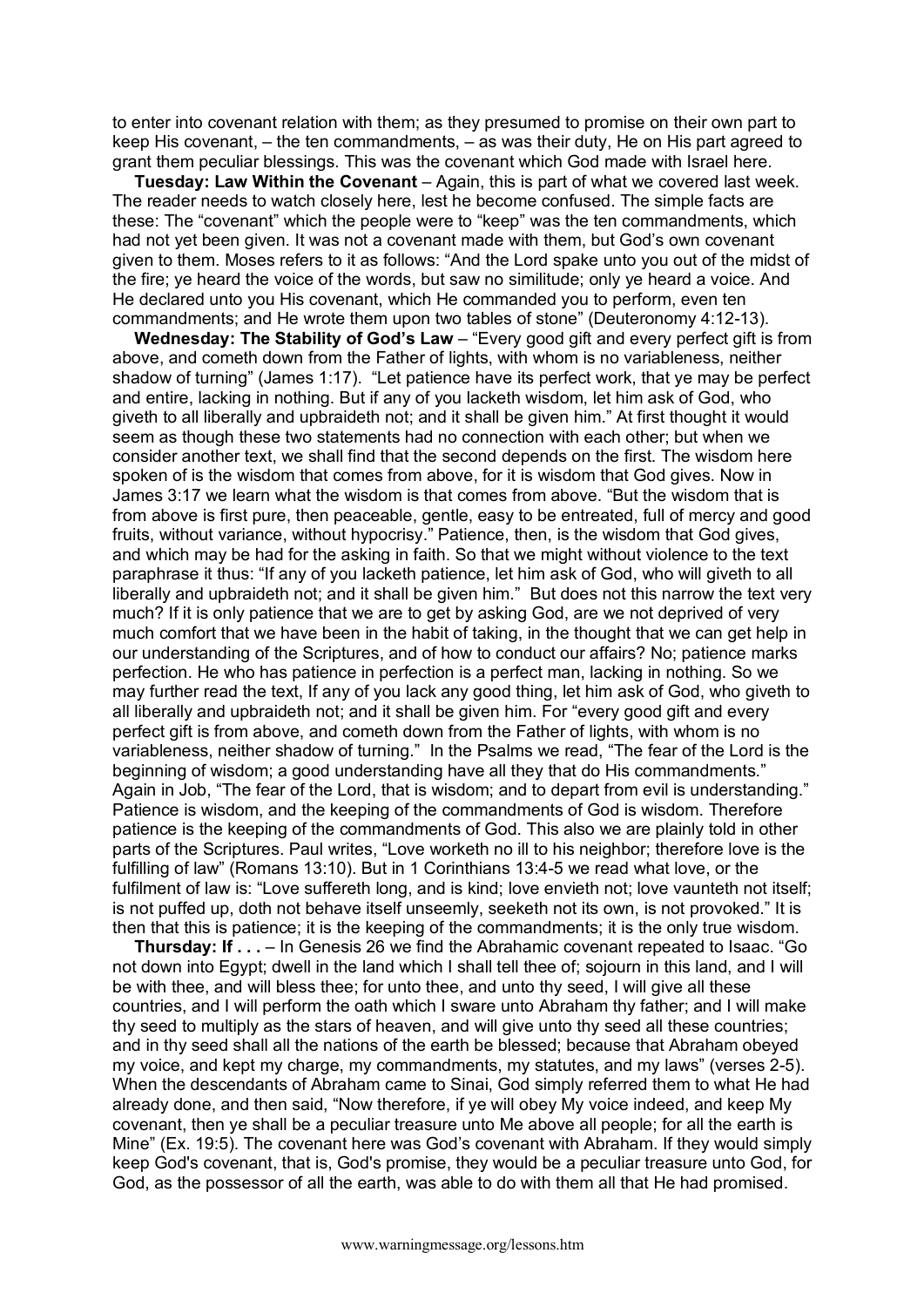to enter into covenant relation with them; as they presumed to promise on their own part to keep His covenant, – the ten commandments, – as was their duty, He on His part agreed to grant them peculiar blessings. This was the covenant which God made with Israel here.

**Tuesday: Law Within the Covenant** – Again, this is part of what we covered last week. The reader needs to watch closely here, lest he become confused. The simple facts are these: The "covenant" which the people were to "keep" was the ten commandments, which had not yet been given. It was not a covenant made with them, but God's own covenant given to them. Moses refers to it as follows: "And the Lord spake unto you out of the midst of the fire; ye heard the voice of the words, but saw no similitude; only ye heard a voice. And He declared unto you His covenant, which He commanded you to perform, even ten commandments; and He wrote them upon two tables of stone" (Deuteronomy 4:12-13).

**Wednesday: The Stability of God's Law** – "Every good gift and every perfect gift is from above, and cometh down from the Father of lights, with whom is no variableness, neither shadow of turning" (James 1:17). "Let patience have its perfect work, that ye may be perfect and entire, lacking in nothing. But if any of you lacketh wisdom, let him ask of God, who giveth to all liberally and upbraideth not; and it shall be given him." At first thought it would seem as though these two statements had no connection with each other; but when we consider another text, we shall find that the second depends on the first. The wisdom here spoken of is the wisdom that comes from above, for it is wisdom that God gives. Now in James 3:17 we learn what the wisdom is that comes from above. "But the wisdom that is from above is first pure, then peaceable, gentle, easy to be entreated, full of mercy and good fruits, without variance, without hypocrisy." Patience, then, is the wisdom that God gives, and which may be had for the asking in faith. So that we might without violence to the text paraphrase it thus: "If any of you lacketh patience, let him ask of God, who will giveth to all liberally and upbraideth not; and it shall be given him." But does not this narrow the text very much? If it is only patience that we are to get by asking God, are we not deprived of very much comfort that we have been in the habit of taking, in the thought that we can get help in our understanding of the Scriptures, and of how to conduct our affairs? No; patience marks perfection. He who has patience in perfection is a perfect man, lacking in nothing. So we may further read the text, If any of you lack any good thing, let him ask of God, who giveth to all liberally and upbraideth not; and it shall be given him. For "every good gift and every perfect gift is from above, and cometh down from the Father of lights, with whom is no variableness, neither shadow of turning." In the Psalms we read, "The fear of the Lord is the beginning of wisdom; a good understanding have all they that do His commandments." Again in Job, "The fear of the Lord, that is wisdom; and to depart from evil is understanding." Patience is wisdom, and the keeping of the commandments of God is wisdom. Therefore patience is the keeping of the commandments of God. This also we are plainly told in other parts of the Scriptures. Paul writes, "Love worketh no ill to his neighbor; therefore love is the fulfilling of law" (Romans 13:10). But in 1 Corinthians 13:4-5 we read what love, or the fulfilment of law is: "Love suffereth long, and is kind; love envieth not; love vaunteth not itself; is not puffed up, doth not behave itself unseemly, seeketh not its own, is not provoked." It is then that this is patience; it is the keeping of the commandments; it is the only true wisdom.

**Thursday: If . . .** – In Genesis 26 we find the Abrahamic covenant repeated to Isaac. "Go not down into Egypt; dwell in the land which I shall tell thee of; sojourn in this land, and I will be with thee, and will bless thee; for unto thee, and unto thy seed, I will give all these countries, and I will perform the oath which I sware unto Abraham thy father; and I will make thy seed to multiply as the stars of heaven, and will give unto thy seed all these countries; and in thy seed shall all the nations of the earth be blessed; because that Abraham obeyed my voice, and kept my charge, my commandments, my statutes, and my laws" (verses 2-5). When the descendants of Abraham came to Sinai, God simply referred them to what He had already done, and then said, "Now therefore, if ye will obey My voice indeed, and keep My covenant, then ye shall be a peculiar treasure unto Me above all people; for all the earth is Mine" (Ex. 19:5). The covenant here was God's covenant with Abraham. If they would simply keep God's covenant, that is, God's promise, they would be a peculiar treasure unto God, for God, as the possessor of all the earth, was able to do with them all that He had promised.